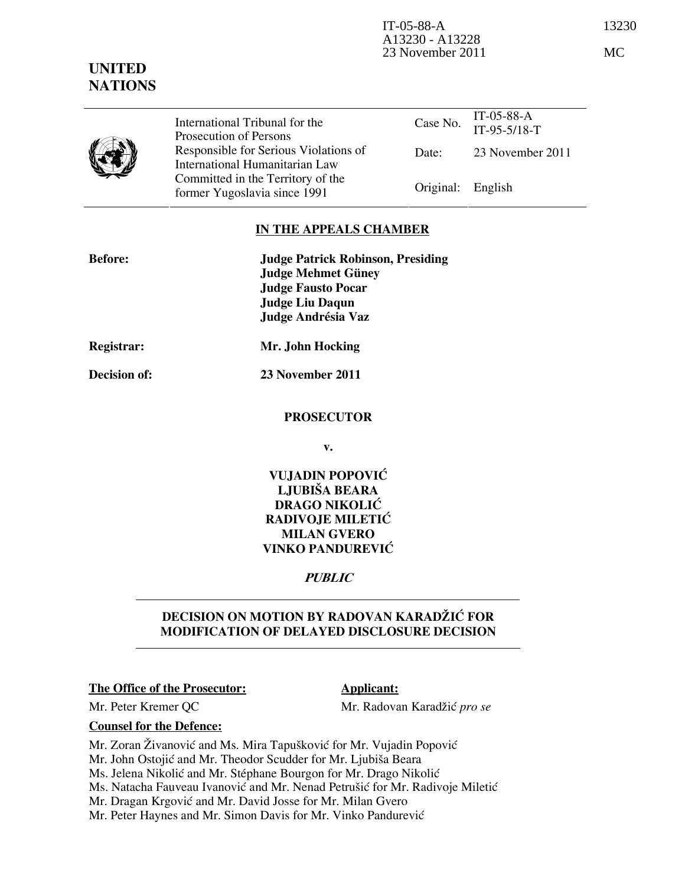IT-05-88-A
A13230 - A13228
23 November 2011

13230

MC

**UNITED NATIONS**

| International Tribunal for the Prosecution of Persons Responsible for Serious Violations of International Humanitarian Law Committed in the Territory of the former Yugoslavia since 1991 | Case No. | IT-05-88-A IT-95-5/18-T |
|---|---|---|
| | Date: | 23 November 2011 |
| | Original: | English |

## IN THE APPEALS CHAMBER

**Before:** **Judge Patrick Robinson, Presiding**
**Judge Mehmet Güney**
**Judge Fausto Pocar**
**Judge Liu Daqun**
**Judge Andrésia Vaz**

**Registrar:** **Mr. John Hocking**

**Decision of:** **23 November 2011**

**PROSECUTOR**

**v.**

**VUJADIN POPOVIĆ**
**LJUBIŠA BEARA**
**DRAGO NIKOLIĆ**
**RADIVOJE MILETIĆ**
**MILAN GVERO**
**VINKO PANDUREVIĆ**

***PUBLIC***

## DECISION ON MOTION BY RADOVAN KARADŽIĆ FOR MODIFICATION OF DELAYED DISCLOSURE DECISION

**The Office of the Prosecutor:**

Mr. Peter Kremer QC

**Applicant:**

Mr. Radovan Karadžić *pro se*

**Counsel for the Defence:**

Mr. Zoran Živanović and Ms. Mira Tapušković for Mr. Vujadin Popović
Mr. John Ostojić and Mr. Theodor Scudder for Mr. Ljubiša Beara
Ms. Jelena Nikolić and Mr. Stéphane Bourgon for Mr. Drago Nikolić
Ms. Natacha Fauveau Ivanović and Mr. Nenad Petrušić for Mr. Radivoje Miletić
Mr. Dragan Krgović and Mr. David Josse for Mr. Milan Gvero
Mr. Peter Haynes and Mr. Simon Davis for Mr. Vinko Pandurević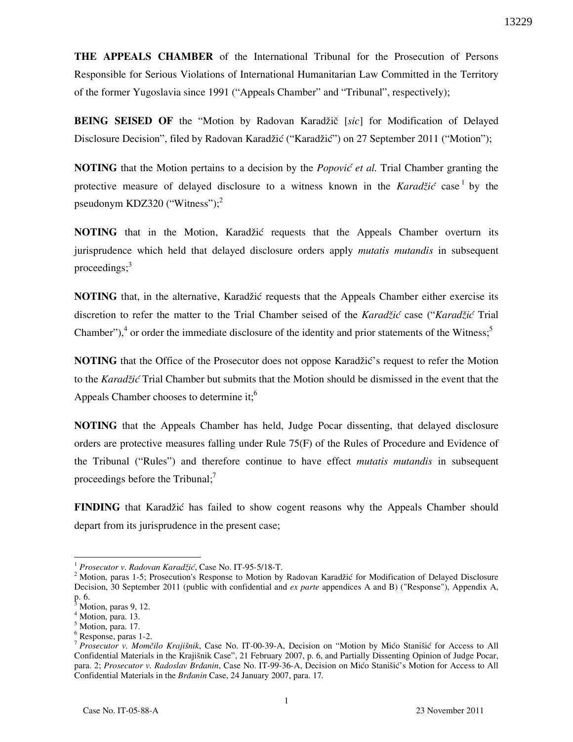**THE APPEALS CHAMBER** of the International Tribunal for the Prosecution of Persons Responsible for Serious Violations of International Humanitarian Law Committed in the Territory of the former Yugoslavia since 1991 ("Appeals Chamber" and "Tribunal", respectively);

**BEING SEISED OF** the "Motion by Radovan Karadžič [*sic*] for Modification of Delayed Disclosure Decision", filed by Radovan Karadžić ("Karadžić") on 27 September 2011 ("Motion");

**NOTING** that the Motion pertains to a decision by the *Popović et al.* Trial Chamber granting the protective measure of delayed disclosure to a witness known in the *Karadžić* case[1] by the pseudonym KDZ320 ("Witness");[2]

**NOTING** that in the Motion, Karadžić requests that the Appeals Chamber overturn its jurisprudence which held that delayed disclosure orders apply *mutatis mutandis* in subsequent proceedings;[3]

**NOTING** that, in the alternative, Karadžić requests that the Appeals Chamber either exercise its discretion to refer the matter to the Trial Chamber seised of the *Karadžić* case ("*Karadžić* Trial Chamber"),[4] or order the immediate disclosure of the identity and prior statements of the Witness;[5]

**NOTING** that the Office of the Prosecutor does not oppose Karadžić's request to refer the Motion to the *Karadžić* Trial Chamber but submits that the Motion should be dismissed in the event that the Appeals Chamber chooses to determine it;[6]

**NOTING** that the Appeals Chamber has held, Judge Pocar dissenting, that delayed disclosure orders are protective measures falling under Rule 75(F) of the Rules of Procedure and Evidence of the Tribunal ("Rules") and therefore continue to have effect *mutatis mutandis* in subsequent proceedings before the Tribunal;[7]

**FINDING** that Karadžić has failed to show cogent reasons why the Appeals Chamber should depart from its jurisprudence in the present case;

---

[1] *Prosecutor v. Radovan Karadžić*, Case No. IT-95-5/18-T.

[2] Motion, paras 1-5; Prosecution's Response to Motion by Radovan Karadžić for Modification of Delayed Disclosure Decision, 30 September 2011 (public with confidential and *ex parte* appendices A and B) ("Response"), Appendix A, p. 6.

[3] Motion, paras 9, 12.

[4] Motion, para. 13.

[5] Motion, para. 17.

[6] Response, paras 1-2.

[7] *Prosecutor v. Momčilo Krajišnik*, Case No. IT-00-39-A, Decision on "Motion by Mićo Stanišić for Access to All Confidential Materials in the Krajišnik Case", 21 February 2007, p. 6, and Partially Dissenting Opinion of Judge Pocar, para. 2; *Prosecutor v. Radoslav Brđanin*, Case No. IT-99-36-A, Decision on Mićo Stanišić's Motion for Access to All Confidential Materials in the *Brđanin* Case, 24 January 2007, para. 17.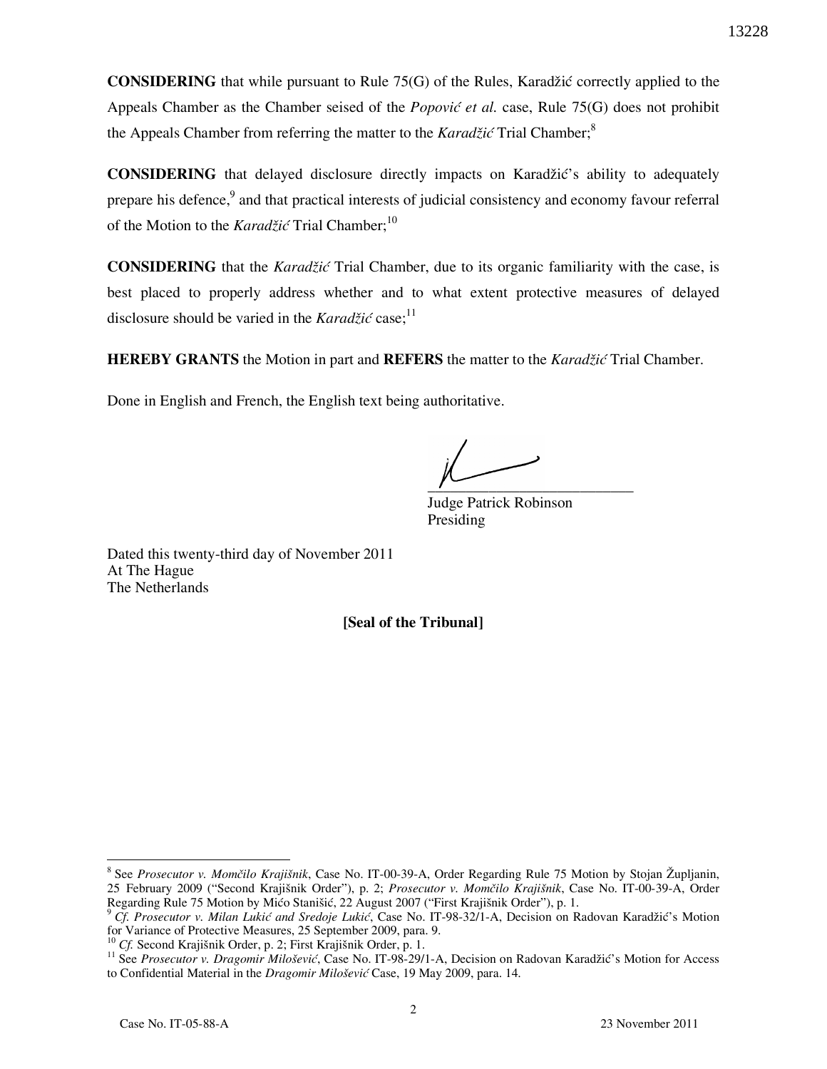**CONSIDERING** that while pursuant to Rule 75(G) of the Rules, Karadžić correctly applied to the Appeals Chamber as the Chamber seised of the *Popović et al.* case, Rule 75(G) does not prohibit the Appeals Chamber from referring the matter to the *Karadžić* Trial Chamber;[8]

**CONSIDERING** that delayed disclosure directly impacts on Karadžić's ability to adequately prepare his defence,[9] and that practical interests of judicial consistency and economy favour referral of the Motion to the *Karadžić* Trial Chamber;[10]

**CONSIDERING** that the *Karadžić* Trial Chamber, due to its organic familiarity with the case, is best placed to properly address whether and to what extent protective measures of delayed disclosure should be varied in the *Karadžić* case;[11]

**HEREBY GRANTS** the Motion in part and **REFERS** the matter to the *Karadžić* Trial Chamber.

Done in English and French, the English text being authoritative.

Judge Patrick Robinson
Presiding

Dated this twenty-third day of November 2011
At The Hague
The Netherlands

**[Seal of the Tribunal]**

---

[8] See *Prosecutor v. Momčilo Krajišnik*, Case No. IT-00-39-A, Order Regarding Rule 75 Motion by Stojan Župljanin, 25 February 2009 ("Second Krajišnik Order"), p. 2; *Prosecutor v. Momčilo Krajišnik*, Case No. IT-00-39-A, Order Regarding Rule 75 Motion by Mićo Stanišić, 22 August 2007 ("First Krajišnik Order"), p. 1.

[9] *Cf. Prosecutor v. Milan Lukić and Sredoje Lukić*, Case No. IT-98-32/1-A, Decision on Radovan Karadžić's Motion for Variance of Protective Measures, 25 September 2009, para. 9.

[10] *Cf.* Second Krajišnik Order, p. 2; First Krajišnik Order, p. 1.

[11] See *Prosecutor v. Dragomir Milošević*, Case No. IT-98-29/1-A, Decision on Radovan Karadžić's Motion for Access to Confidential Material in the *Dragomir Milošević* Case, 19 May 2009, para. 14.